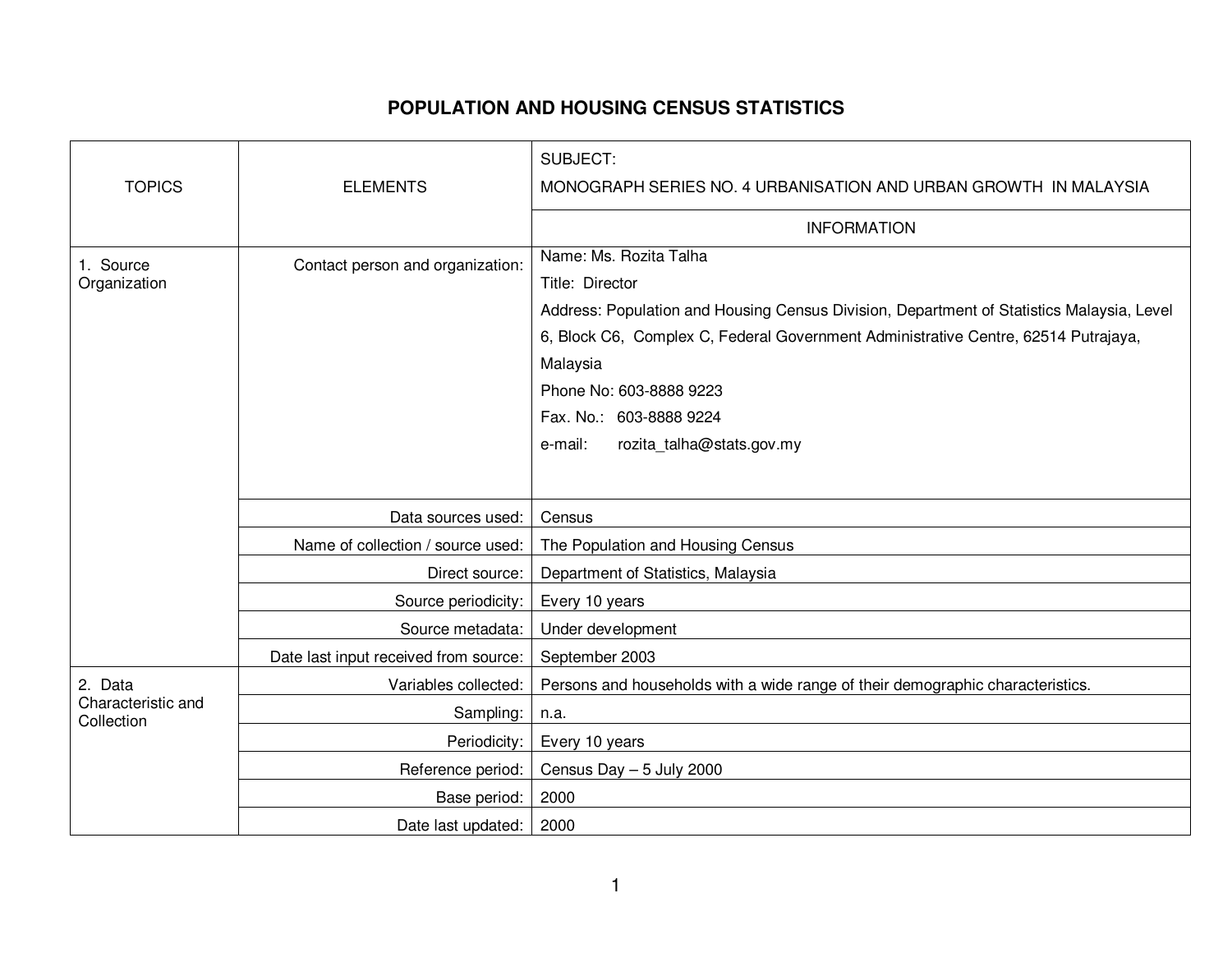# POPULATION AND HOUSING CENSUS STATISTICS

| TOPICS | ELEMENTS | SUBJECT: MONOGRAPH SERIES NO. 4 URBANISATION AND URBAN GROWTH IN MALAYSIA |
|---|---|---|
| | | INFORMATION |
| 1. Source Organization | Contact person and organization: | Name: Ms. Rozita Talha<br>Title: Director<br>Address: Population and Housing Census Division, Department of Statistics Malaysia, Level 6, Block C6, Complex C, Federal Government Administrative Centre, 62514 Putrajaya, Malaysia<br>Phone No: 603-8888 9223<br>Fax. No.: 603-8888 9224<br>e-mail: rozita_talha@stats.gov.my |
| | Data sources used: | Census |
| | Name of collection / source used: | The Population and Housing Census |
| | Direct source: | Department of Statistics, Malaysia |
| | Source periodicity: | Every 10 years |
| | Source metadata: | Under development |
| | Date last input received from source: | September 2003 |
| 2. Data Characteristic and Collection | Variables collected: | Persons and households with a wide range of their demographic characteristics. |
| | Sampling: | n.a. |
| | Periodicity: | Every 10 years |
| | Reference period: | Census Day – 5 July 2000 |
| | Base period: | 2000 |
| | Date last updated: | 2000 |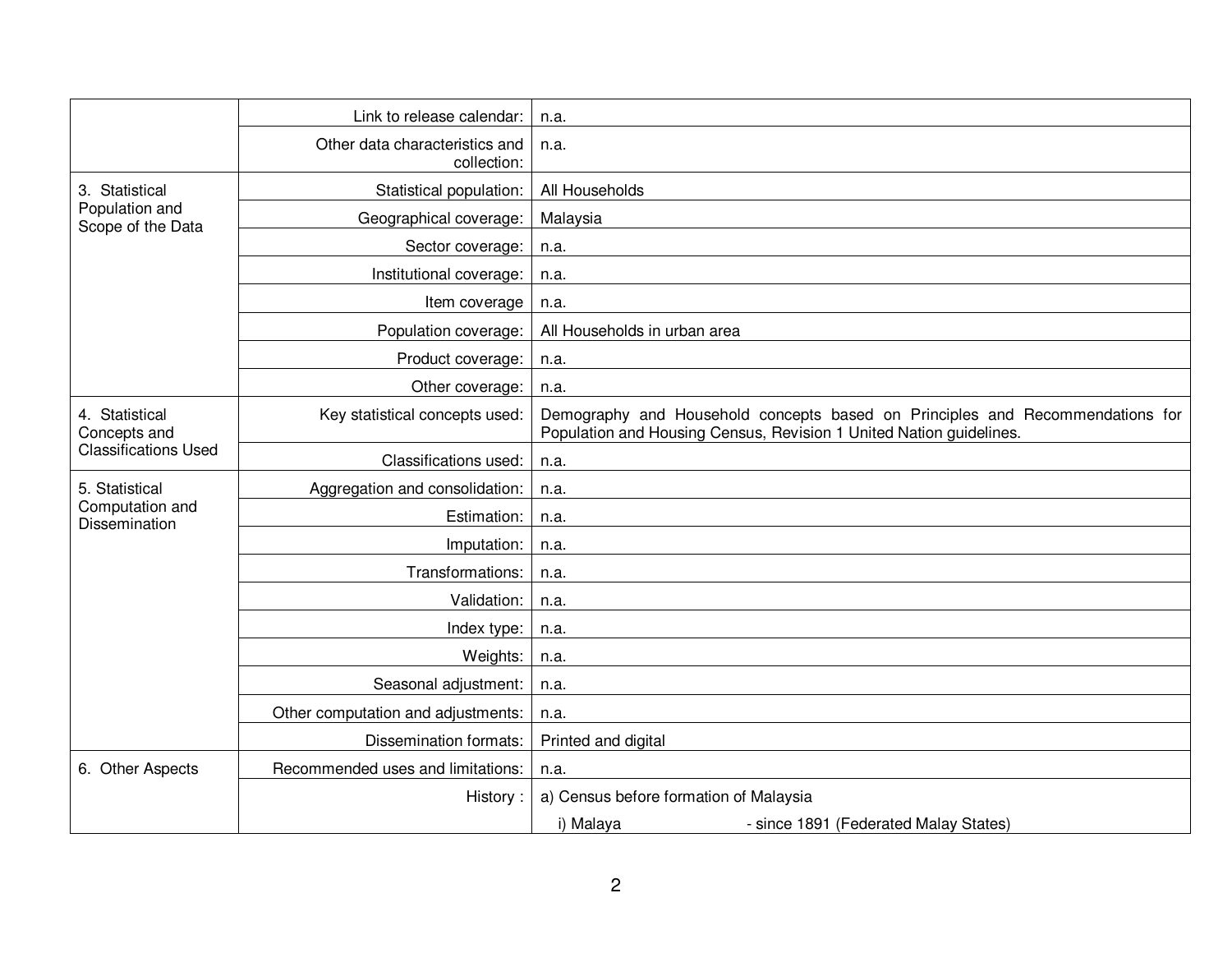| | | |
|---|---|---|
| | Link to release calendar: | n.a. |
| | Other data characteristics and collection: | n.a. |
| 3. Statistical Population and Scope of the Data | Statistical population: | All Households |
| | Geographical coverage: | Malaysia |
| | Sector coverage: | n.a. |
| | Institutional coverage: | n.a. |
| | Item coverage | n.a. |
| | Population coverage: | All Households in urban area |
| | Product coverage: | n.a. |
| | Other coverage: | n.a. |
| 4. Statistical Concepts and Classifications Used | Key statistical concepts used: | Demography and Household concepts based on Principles and Recommendations for Population and Housing Census, Revision 1 United Nation guidelines. |
| | Classifications used: | n.a. |
| 5. Statistical Computation and Dissemination | Aggregation and consolidation: | n.a. |
| | Estimation: | n.a. |
| | Imputation: | n.a. |
| | Transformations: | n.a. |
| | Validation: | n.a. |
| | Index type: | n.a. |
| | Weights: | n.a. |
| | Seasonal adjustment: | n.a. |
| | Other computation and adjustments: | n.a. |
| | Dissemination formats: | Printed and digital |
| 6. Other Aspects | Recommended uses and limitations: | n.a. |
| | History : | a) Census before formation of Malaysia<br>i) Malaya - since 1891 (Federated Malay States) |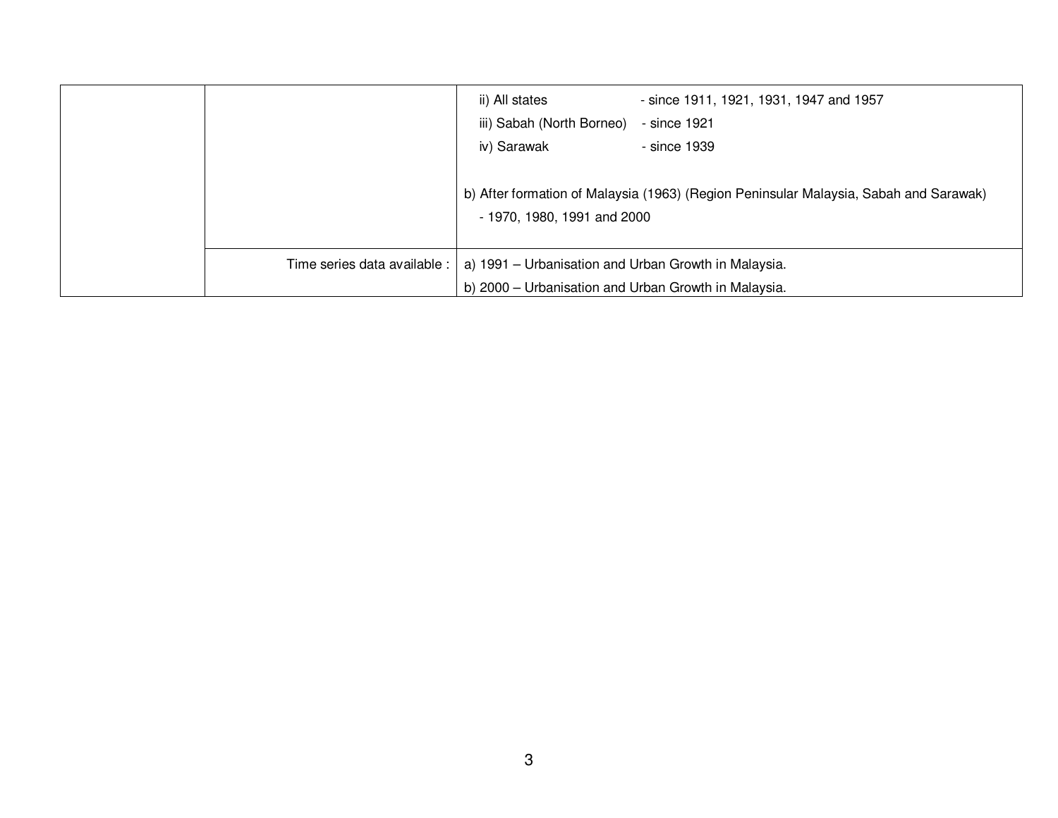| | | |
|---|---|---|
| | | ii) All states - since 1911, 1921, 1931, 1947 and 1957<br>iii) Sabah (North Borneo) - since 1921<br>iv) Sarawak - since 1939<br><br>b) After formation of Malaysia (1963) (Region Peninsular Malaysia, Sabah and Sarawak)<br>- 1970, 1980, 1991 and 2000 |
| | Time series data available : | a) 1991 – Urbanisation and Urban Growth in Malaysia.<br>b) 2000 – Urbanisation and Urban Growth in Malaysia. |